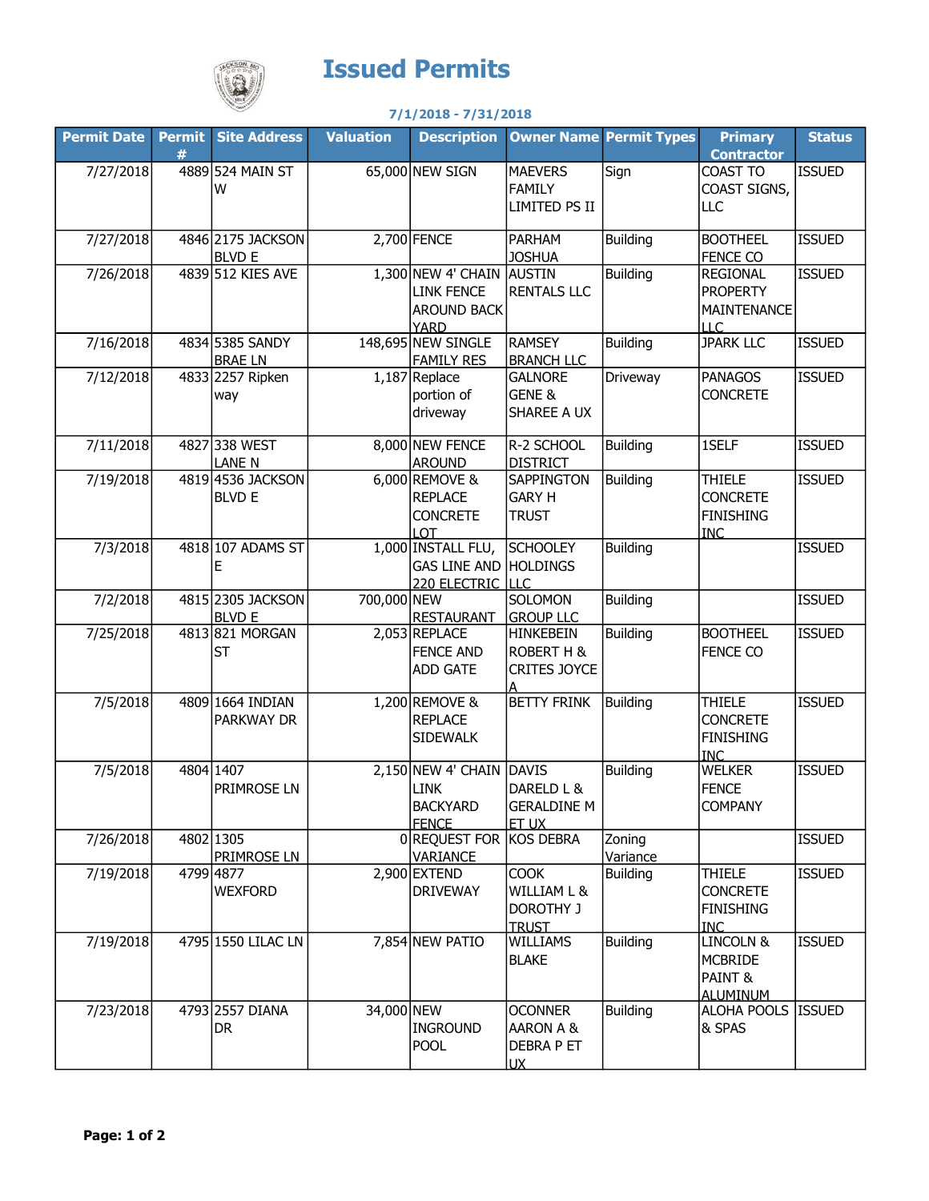# Issued Permits

**7/1/2018 - 7/31/2018**

| Permit Date | Permit # | Site Address | Valuation | Description | Owner Name | Permit Types | Primary Contractor | Status |
|---|---|---|---|---|---|---|---|---|
| 7/27/2018 | 4889 | 524 MAIN ST W | 65,000 | NEW SIGN | MAEVERS FAMILY LIMITED PS II | Sign | COAST TO COAST SIGNS, LLC | ISSUED |
| 7/27/2018 | 4846 | 2175 JACKSON BLVD E | 2,700 | FENCE | PARHAM JOSHUA | Building | BOOTHEEL FENCE CO | ISSUED |
| 7/26/2018 | 4839 | 512 KIES AVE | 1,300 | NEW 4' CHAIN LINK FENCE AROUND BACK YARD | AUSTIN RENTALS LLC | Building | REGIONAL PROPERTY MAINTENANCE LLC | ISSUED |
| 7/16/2018 | 4834 | 5385 SANDY BRAE LN | 148,695 | NEW SINGLE FAMILY RES | RAMSEY BRANCH LLC | Building | JPARK LLC | ISSUED |
| 7/12/2018 | 4833 | 2257 Ripken way | 1,187 | Replace portion of driveway | GALNORE GENE & SHAREE A UX | Driveway | PANAGOS CONCRETE | ISSUED |
| 7/11/2018 | 4827 | 338 WEST LANE N | 8,000 | NEW FENCE AROUND | R-2 SCHOOL DISTRICT | Building | 1SELF | ISSUED |
| 7/19/2018 | 4819 | 4536 JACKSON BLVD E | 6,000 | REMOVE & REPLACE CONCRETE LOT | SAPPINGTON GARY H TRUST | Building | THIELE CONCRETE FINISHING INC | ISSUED |
| 7/3/2018 | 4818 | 107 ADAMS ST E | 1,000 | INSTALL FLU, GAS LINE AND 220 ELECTRIC | SCHOOLEY HOLDINGS LLC | Building | | ISSUED |
| 7/2/2018 | 4815 | 2305 JACKSON BLVD E | 700,000 | NEW RESTAURANT | SOLOMON GROUP LLC | Building | | ISSUED |
| 7/25/2018 | 4813 | 821 MORGAN ST | 2,053 | REPLACE FENCE AND ADD GATE | HINKEBEIN ROBERT H & CRITES JOYCE A | Building | BOOTHEEL FENCE CO | ISSUED |
| 7/5/2018 | 4809 | 1664 INDIAN PARKWAY DR | 1,200 | REMOVE & REPLACE SIDEWALK | BETTY FRINK | Building | THIELE CONCRETE FINISHING INC | ISSUED |
| 7/5/2018 | 4804 | 1407 PRIMROSE LN | 2,150 | NEW 4' CHAIN LINK BACKYARD FENCE | DAVIS DARELD L & GERALDINE M ET UX | Building | WELKER FENCE COMPANY | ISSUED |
| 7/26/2018 | 4802 | 1305 PRIMROSE LN | 0 | REQUEST FOR VARIANCE | KOS DEBRA | Zoning Variance | | ISSUED |
| 7/19/2018 | 4799 | 4877 WEXFORD | 2,900 | EXTEND DRIVEWAY | COOK WILLIAM L & DOROTHY J TRUST | Building | THIELE CONCRETE FINISHING INC | ISSUED |
| 7/19/2018 | 4795 | 1550 LILAC LN | 7,854 | NEW PATIO | WILLIAMS BLAKE | Building | LINCOLN & MCBRIDE PAINT & ALUMINUM | ISSUED |
| 7/23/2018 | 4793 | 2557 DIANA DR | 34,000 | NEW INGROUND POOL | OCONNER AARON A & DEBRA P ET UX | Building | ALOHA POOLS & SPAS | ISSUED |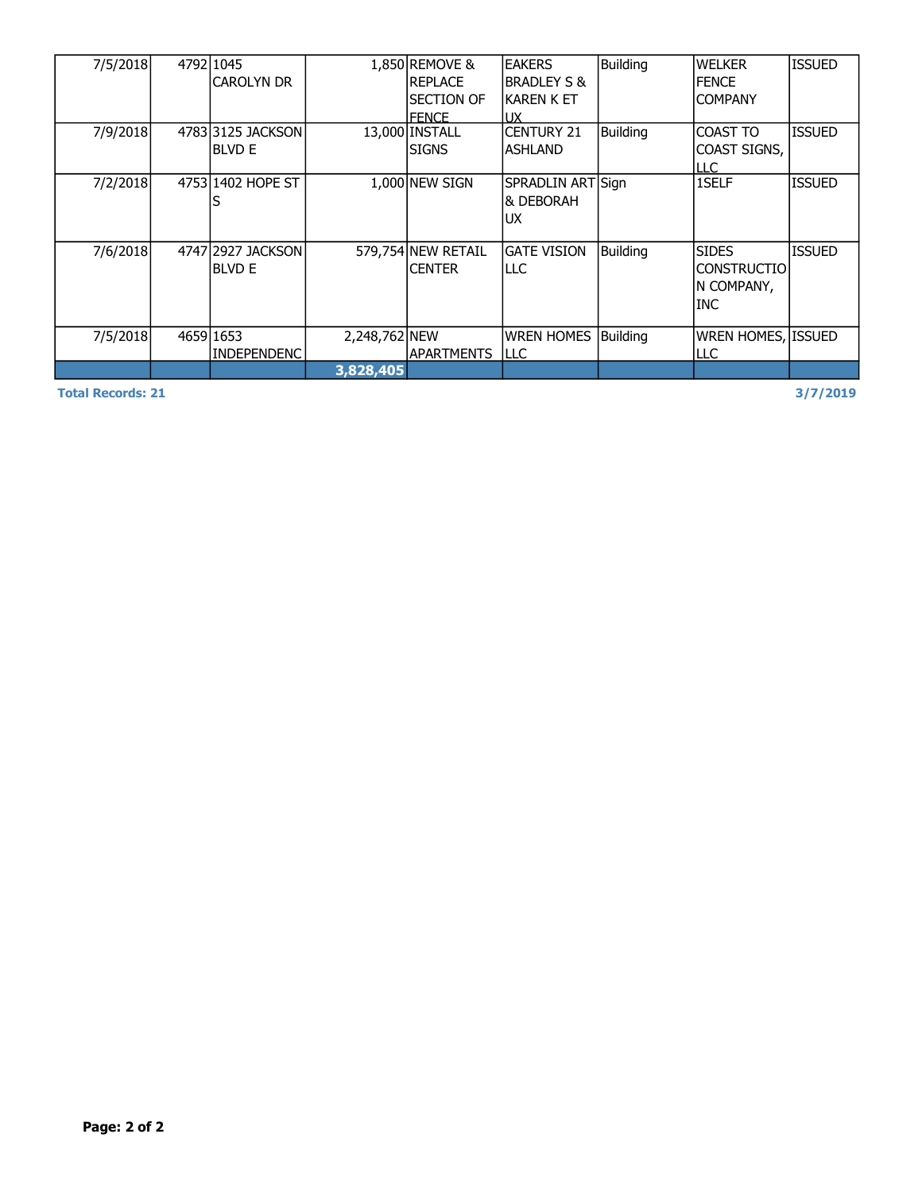| | | | | | | | | |
|---|---|---|---|---|---|---|---|---|
| 7/5/2018 | 4792 | 1045 CAROLYN DR | 1,850 | REMOVE & REPLACE SECTION OF FENCE | EAKERS BRADLEY S & KAREN K ET UX | Building | WELKER FENCE COMPANY | ISSUED |
| 7/9/2018 | 4783 | 3125 JACKSON BLVD E | 13,000 | INSTALL SIGNS | CENTURY 21 ASHLAND | Building | COAST TO COAST SIGNS, LLC | ISSUED |
| 7/2/2018 | 4753 | 1402 HOPE ST S | 1,000 | NEW SIGN | SPRADLIN ART & DEBORAH UX | Sign | 1SELF | ISSUED |
| 7/6/2018 | 4747 | 2927 JACKSON BLVD E | 579,754 | NEW RETAIL CENTER | GATE VISION LLC | Building | SIDES CONSTRUCTION COMPANY, INC | ISSUED |
| 7/5/2018 | 4659 | 1653 INDEPENDENC | 2,248,762 | NEW APARTMENTS | WREN HOMES LLC | Building | WREN HOMES, LLC | ISSUED |
| | | | **3,828,405** | | | | | |

**Total Records: 21**

**3/7/2019**